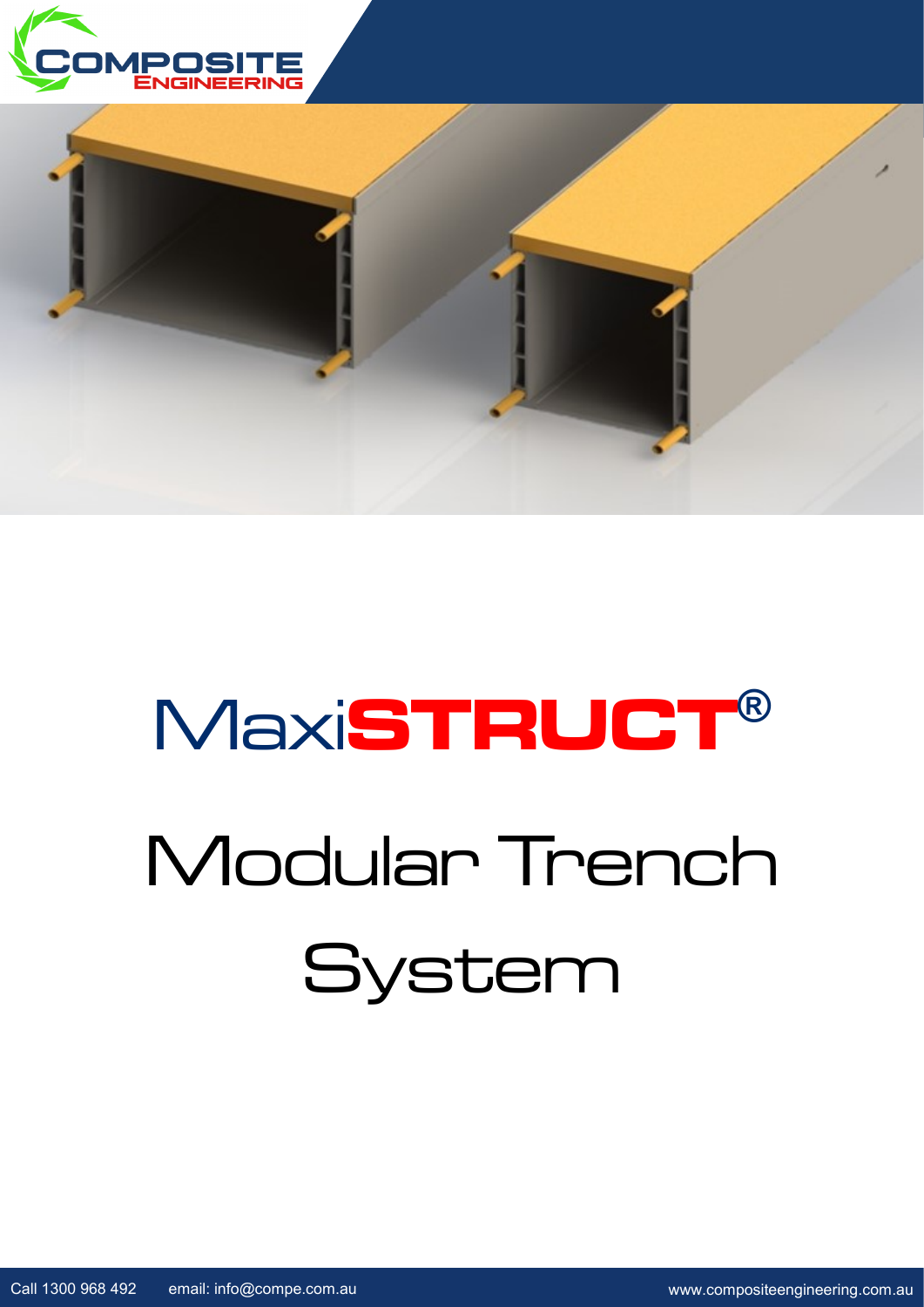COMPOSITE ENGINEERING

# MaxiSTRUCT®

# Modular Trench System

Call 1300 968 492 email: info@compe.com.au www.compositeengineering.com.au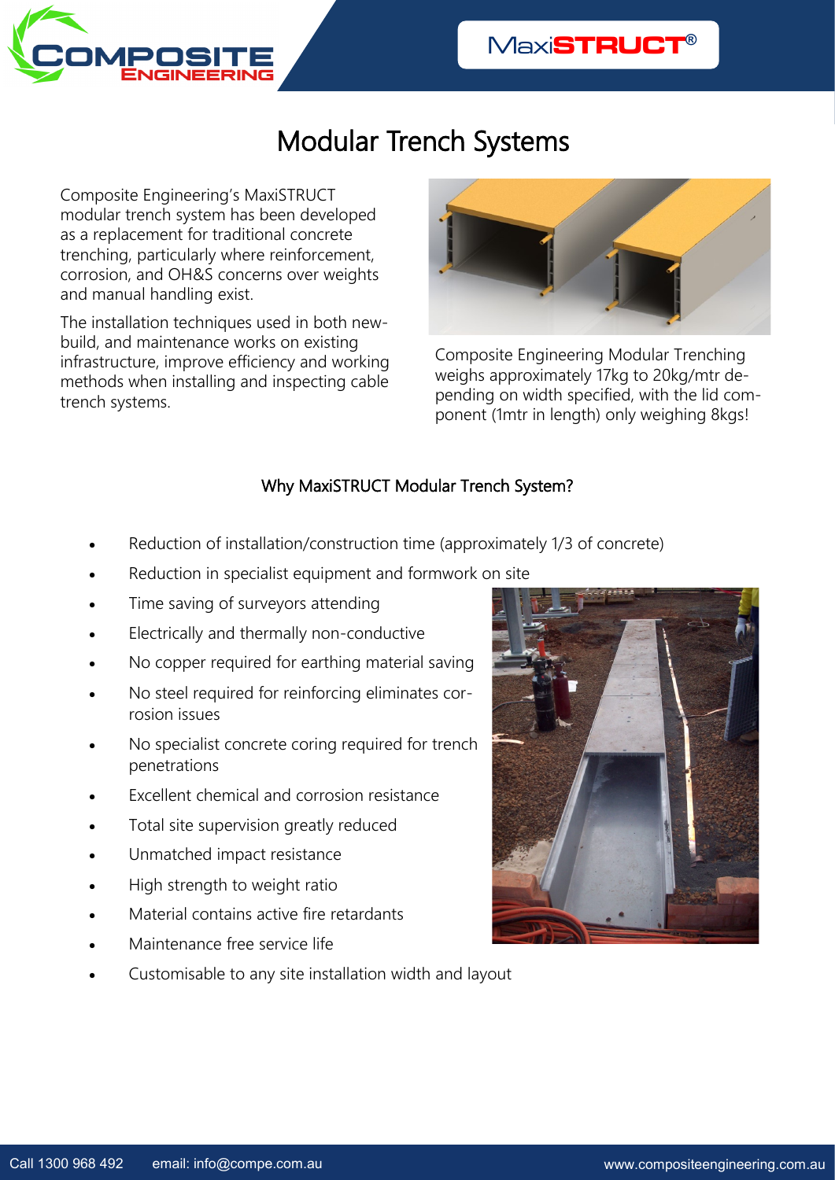# Modular Trench Systems

Composite Engineering's MaxiSTRUCT modular trench system has been developed as a replacement for traditional concrete trenching, particularly where reinforcement, corrosion, and OH&S concerns over weights and manual handling exist.

The installation techniques used in both new-build, and maintenance works on existing infrastructure, improve efficiency and working methods when installing and inspecting cable trench systems.

Composite Engineering Modular Trenching weighs approximately 17kg to 20kg/mtr depending on width specified, with the lid component (1mtr in length) only weighing 8kgs!

## Why MaxiSTRUCT Modular Trench System?

- Reduction of installation/construction time (approximately 1/3 of concrete)
- Reduction in specialist equipment and formwork on site
- Time saving of surveyors attending
- Electrically and thermally non-conductive
- No copper required for earthing material saving
- No steel required for reinforcing eliminates corrosion issues
- No specialist concrete coring required for trench penetrations
- Excellent chemical and corrosion resistance
- Total site supervision greatly reduced
- Unmatched impact resistance
- High strength to weight ratio
- Material contains active fire retardants
- Maintenance free service life
- Customisable to any site installation width and layout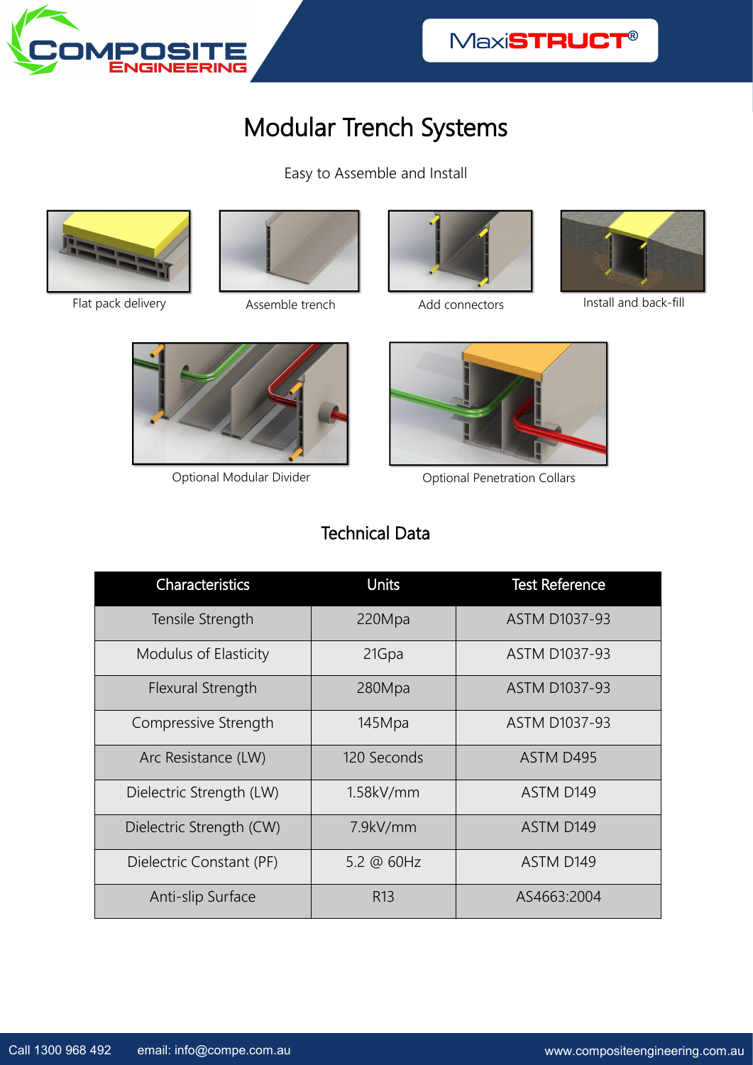# Modular Trench Systems

Easy to Assemble and Install

Flat pack delivery

Assemble trench

Add connectors

Install and back-fill

Optional Modular Divider

Optional Penetration Collars

## Technical Data

| Characteristics | Units | Test Reference |
|---|---|---|
| Tensile Strength | 220Mpa | ASTM D1037-93 |
| Modulus of Elasticity | 21Gpa | ASTM D1037-93 |
| Flexural Strength | 280Mpa | ASTM D1037-93 |
| Compressive Strength | 145Mpa | ASTM D1037-93 |
| Arc Resistance (LW) | 120 Seconds | ASTM D495 |
| Dielectric Strength (LW) | 1.58kV/mm | ASTM D149 |
| Dielectric Strength (CW) | 7.9kV/mm | ASTM D149 |
| Dielectric Constant (PF) | 5.2 @ 60Hz | ASTM D149 |
| Anti-slip Surface | R13 | AS4663:2004 |

Call 1300 968 492 email: info@compe.com.au www.compositeengineering.com.au